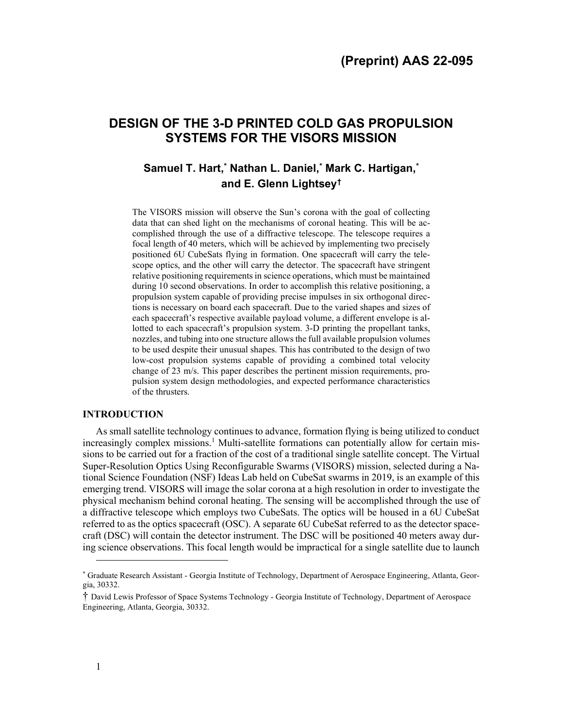(Preprint) AAS 22-095

# DESIGN OF THE 3-D PRINTED COLD GAS PROPULSION SYSTEMS FOR THE VISORS MISSION

**Samuel T. Hart,[*] Nathan L. Daniel,[*] Mark C. Hartigan,[*] and E. Glenn Lightsey[†]**

The VISORS mission will observe the Sun's corona with the goal of collecting data that can shed light on the mechanisms of coronal heating. This will be accomplished through the use of a diffractive telescope. The telescope requires a focal length of 40 meters, which will be achieved by implementing two precisely positioned 6U CubeSats flying in formation. One spacecraft will carry the telescope optics, and the other will carry the detector. The spacecraft have stringent relative positioning requirements in science operations, which must be maintained during 10 second observations. In order to accomplish this relative positioning, a propulsion system capable of providing precise impulses in six orthogonal directions is necessary on board each spacecraft. Due to the varied shapes and sizes of each spacecraft's respective available payload volume, a different envelope is allotted to each spacecraft's propulsion system. 3-D printing the propellant tanks, nozzles, and tubing into one structure allows the full available propulsion volumes to be used despite their unusual shapes. This has contributed to the design of two low-cost propulsion systems capable of providing a combined total velocity change of 23 m/s. This paper describes the pertinent mission requirements, propulsion system design methodologies, and expected performance characteristics of the thrusters.

## INTRODUCTION

As small satellite technology continues to advance, formation flying is being utilized to conduct increasingly complex missions.[1] Multi-satellite formations can potentially allow for certain missions to be carried out for a fraction of the cost of a traditional single satellite concept. The Virtual Super-Resolution Optics Using Reconfigurable Swarms (VISORS) mission, selected during a National Science Foundation (NSF) Ideas Lab held on CubeSat swarms in 2019, is an example of this emerging trend. VISORS will image the solar corona at a high resolution in order to investigate the physical mechanism behind coronal heating. The sensing will be accomplished through the use of a diffractive telescope which employs two CubeSats. The optics will be housed in a 6U CubeSat referred to as the optics spacecraft (OSC). A separate 6U CubeSat referred to as the detector spacecraft (DSC) will contain the detector instrument. The DSC will be positioned 40 meters away during science observations. This focal length would be impractical for a single satellite due to launch

---

[*] Graduate Research Assistant - Georgia Institute of Technology, Department of Aerospace Engineering, Atlanta, Georgia, 30332.

[†] David Lewis Professor of Space Systems Technology - Georgia Institute of Technology, Department of Aerospace Engineering, Atlanta, Georgia, 30332.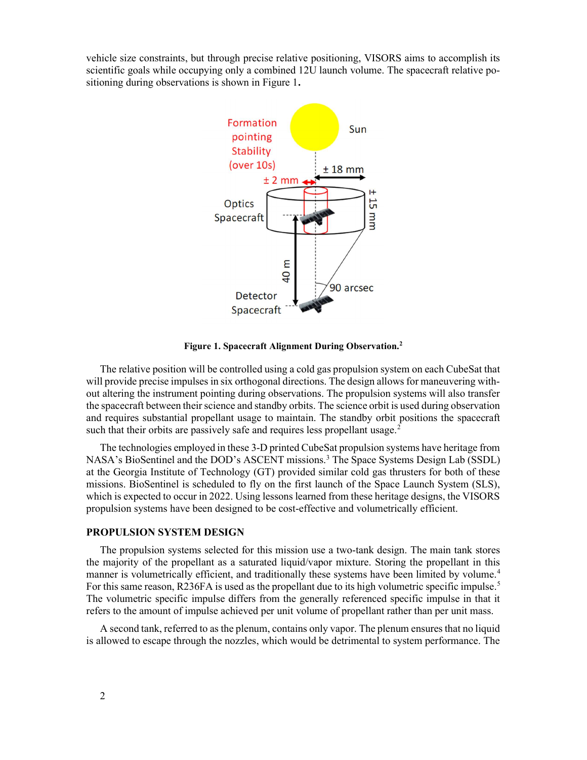vehicle size constraints, but through precise relative positioning, VISORS aims to accomplish its scientific goals while occupying only a combined 12U launch volume. The spacecraft relative positioning during observations is shown in Figure 1.

**Figure 1. Spacecraft Alignment During Observation.**[2]

The relative position will be controlled using a cold gas propulsion system on each CubeSat that will provide precise impulses in six orthogonal directions. The design allows for maneuvering without altering the instrument pointing during observations. The propulsion systems will also transfer the spacecraft between their science and standby orbits. The science orbit is used during observation and requires substantial propellant usage to maintain. The standby orbit positions the spacecraft such that their orbits are passively safe and requires less propellant usage.[2]

The technologies employed in these 3-D printed CubeSat propulsion systems have heritage from NASA's BioSentinel and the DOD's ASCENT missions.[3] The Space Systems Design Lab (SSDL) at the Georgia Institute of Technology (GT) provided similar cold gas thrusters for both of these missions. BioSentinel is scheduled to fly on the first launch of the Space Launch System (SLS), which is expected to occur in 2022. Using lessons learned from these heritage designs, the VISORS propulsion systems have been designed to be cost-effective and volumetrically efficient.

## PROPULSION SYSTEM DESIGN

The propulsion systems selected for this mission use a two-tank design. The main tank stores the majority of the propellant as a saturated liquid/vapor mixture. Storing the propellant in this manner is volumetrically efficient, and traditionally these systems have been limited by volume.[4] For this same reason, R236FA is used as the propellant due to its high volumetric specific impulse.[5] The volumetric specific impulse differs from the generally referenced specific impulse in that it refers to the amount of impulse achieved per unit volume of propellant rather than per unit mass.

A second tank, referred to as the plenum, contains only vapor. The plenum ensures that no liquid is allowed to escape through the nozzles, which would be detrimental to system performance. The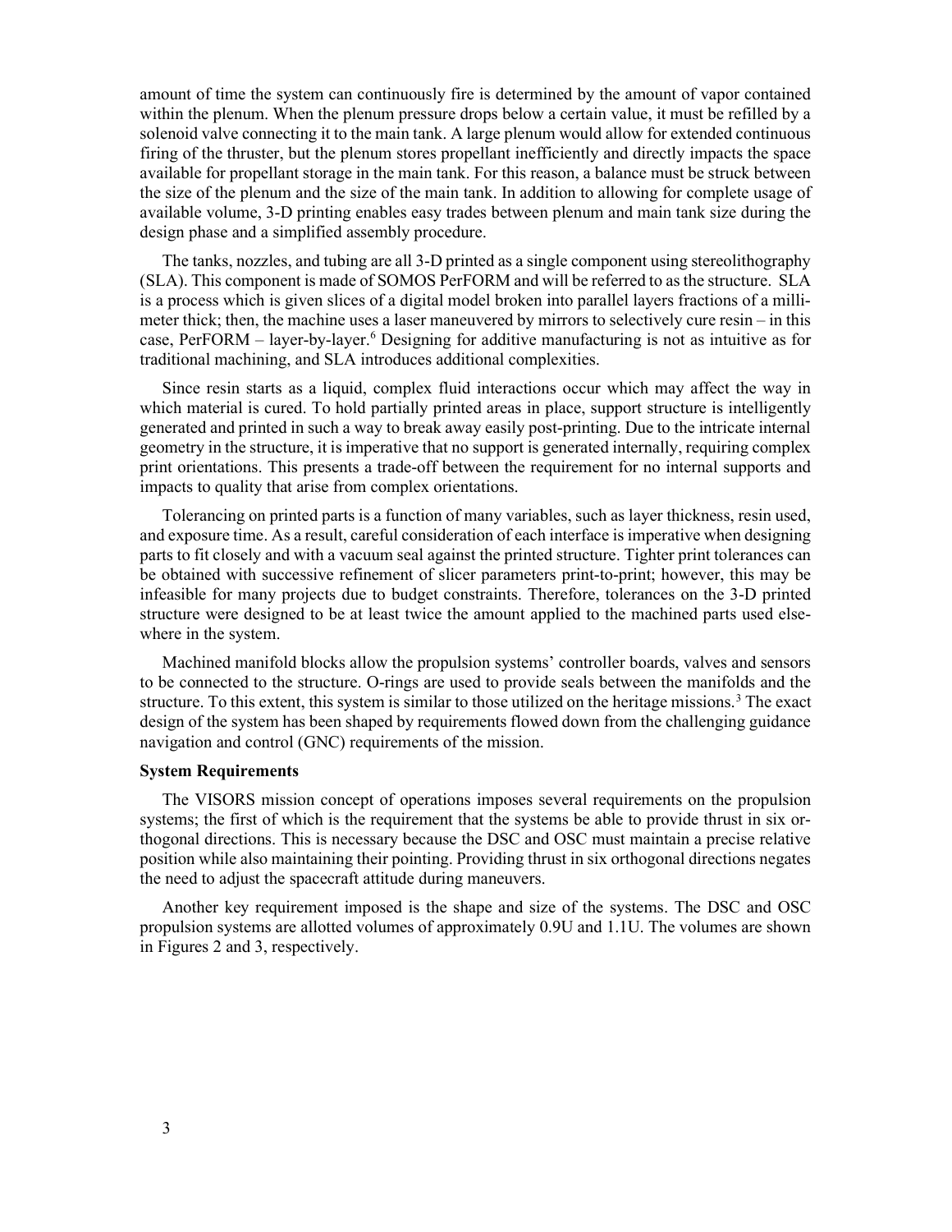amount of time the system can continuously fire is determined by the amount of vapor contained within the plenum. When the plenum pressure drops below a certain value, it must be refilled by a solenoid valve connecting it to the main tank. A large plenum would allow for extended continuous firing of the thruster, but the plenum stores propellant inefficiently and directly impacts the space available for propellant storage in the main tank. For this reason, a balance must be struck between the size of the plenum and the size of the main tank. In addition to allowing for complete usage of available volume, 3-D printing enables easy trades between plenum and main tank size during the design phase and a simplified assembly procedure.

The tanks, nozzles, and tubing are all 3-D printed as a single component using stereolithography (SLA). This component is made of SOMOS PerFORM and will be referred to as the structure. SLA is a process which is given slices of a digital model broken into parallel layers fractions of a millimeter thick; then, the machine uses a laser maneuvered by mirrors to selectively cure resin – in this case, PerFORM – layer-by-layer.[6] Designing for additive manufacturing is not as intuitive as for traditional machining, and SLA introduces additional complexities.

Since resin starts as a liquid, complex fluid interactions occur which may affect the way in which material is cured. To hold partially printed areas in place, support structure is intelligently generated and printed in such a way to break away easily post-printing. Due to the intricate internal geometry in the structure, it is imperative that no support is generated internally, requiring complex print orientations. This presents a trade-off between the requirement for no internal supports and impacts to quality that arise from complex orientations.

Tolerancing on printed parts is a function of many variables, such as layer thickness, resin used, and exposure time. As a result, careful consideration of each interface is imperative when designing parts to fit closely and with a vacuum seal against the printed structure. Tighter print tolerances can be obtained with successive refinement of slicer parameters print-to-print; however, this may be infeasible for many projects due to budget constraints. Therefore, tolerances on the 3-D printed structure were designed to be at least twice the amount applied to the machined parts used elsewhere in the system.

Machined manifold blocks allow the propulsion systems' controller boards, valves and sensors to be connected to the structure. O-rings are used to provide seals between the manifolds and the structure. To this extent, this system is similar to those utilized on the heritage missions.[3] The exact design of the system has been shaped by requirements flowed down from the challenging guidance navigation and control (GNC) requirements of the mission.

**System Requirements**

The VISORS mission concept of operations imposes several requirements on the propulsion systems; the first of which is the requirement that the systems be able to provide thrust in six orthogonal directions. This is necessary because the DSC and OSC must maintain a precise relative position while also maintaining their pointing. Providing thrust in six orthogonal directions negates the need to adjust the spacecraft attitude during maneuvers.

Another key requirement imposed is the shape and size of the systems. The DSC and OSC propulsion systems are allotted volumes of approximately 0.9U and 1.1U. The volumes are shown in Figures 2 and 3, respectively.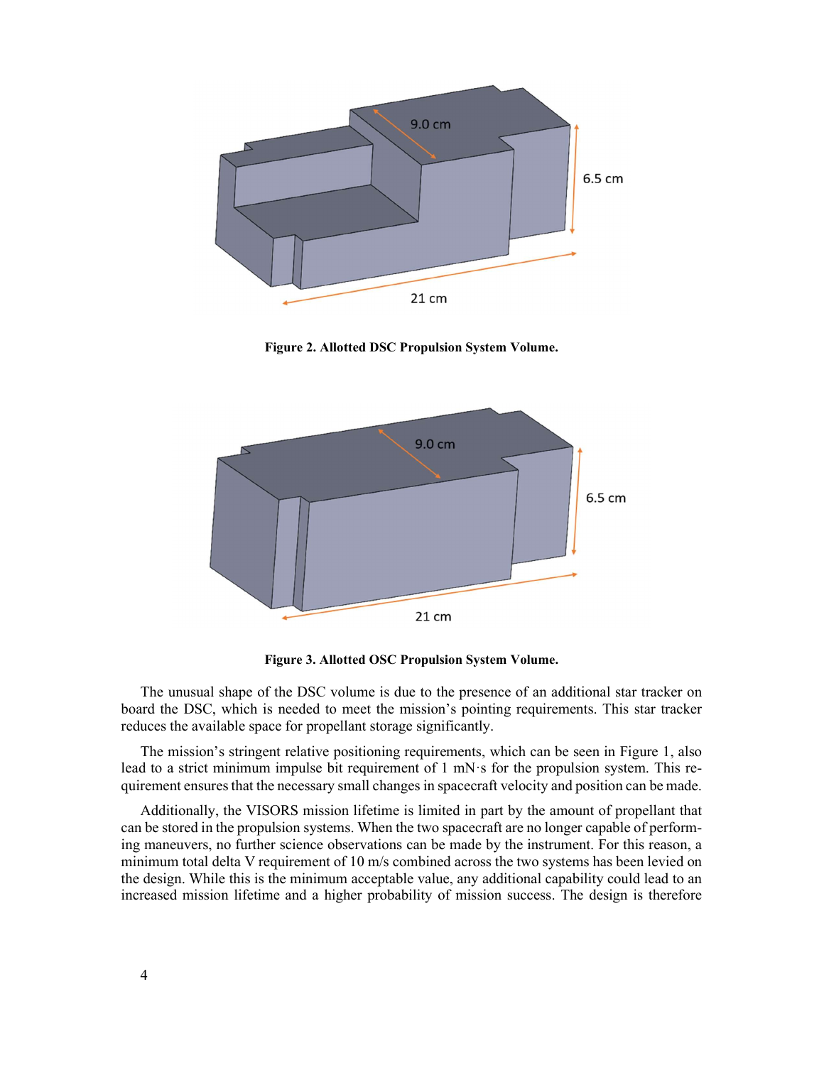Figure 2. Allotted DSC Propulsion System Volume.

Figure 3. Allotted OSC Propulsion System Volume.

The unusual shape of the DSC volume is due to the presence of an additional star tracker on board the DSC, which is needed to meet the mission's pointing requirements. This star tracker reduces the available space for propellant storage significantly.

The mission's stringent relative positioning requirements, which can be seen in Figure 1, also lead to a strict minimum impulse bit requirement of 1 mN·s for the propulsion system. This requirement ensures that the necessary small changes in spacecraft velocity and position can be made.

Additionally, the VISORS mission lifetime is limited in part by the amount of propellant that can be stored in the propulsion systems. When the two spacecraft are no longer capable of performing maneuvers, no further science observations can be made by the instrument. For this reason, a minimum total delta V requirement of 10 m/s combined across the two systems has been levied on the design. While this is the minimum acceptable value, any additional capability could lead to an increased mission lifetime and a higher probability of mission success. The design is therefore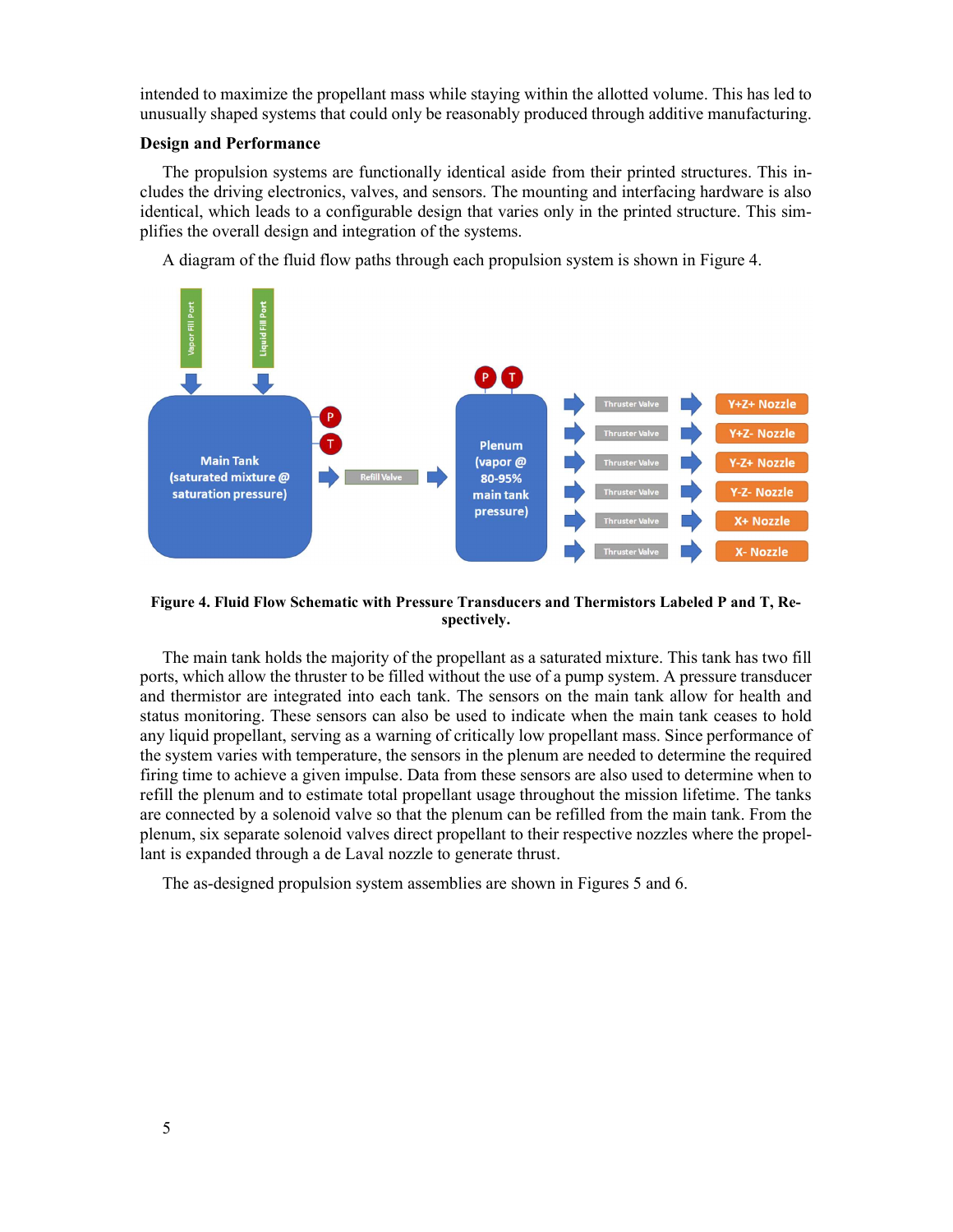intended to maximize the propellant mass while staying within the allotted volume. This has led to unusually shaped systems that could only be reasonably produced through additive manufacturing.

**Design and Performance**

The propulsion systems are functionally identical aside from their printed structures. This includes the driving electronics, valves, and sensors. The mounting and interfacing hardware is also identical, which leads to a configurable design that varies only in the printed structure. This simplifies the overall design and integration of the systems.

A diagram of the fluid flow paths through each propulsion system is shown in Figure 4.

**Figure 4. Fluid Flow Schematic with Pressure Transducers and Thermistors Labeled P and T, Respectively.**

The main tank holds the majority of the propellant as a saturated mixture. This tank has two fill ports, which allow the thruster to be filled without the use of a pump system. A pressure transducer and thermistor are integrated into each tank. The sensors on the main tank allow for health and status monitoring. These sensors can also be used to indicate when the main tank ceases to hold any liquid propellant, serving as a warning of critically low propellant mass. Since performance of the system varies with temperature, the sensors in the plenum are needed to determine the required firing time to achieve a given impulse. Data from these sensors are also used to determine when to refill the plenum and to estimate total propellant usage throughout the mission lifetime. The tanks are connected by a solenoid valve so that the plenum can be refilled from the main tank. From the plenum, six separate solenoid valves direct propellant to their respective nozzles where the propellant is expanded through a de Laval nozzle to generate thrust.

The as-designed propulsion system assemblies are shown in Figures 5 and 6.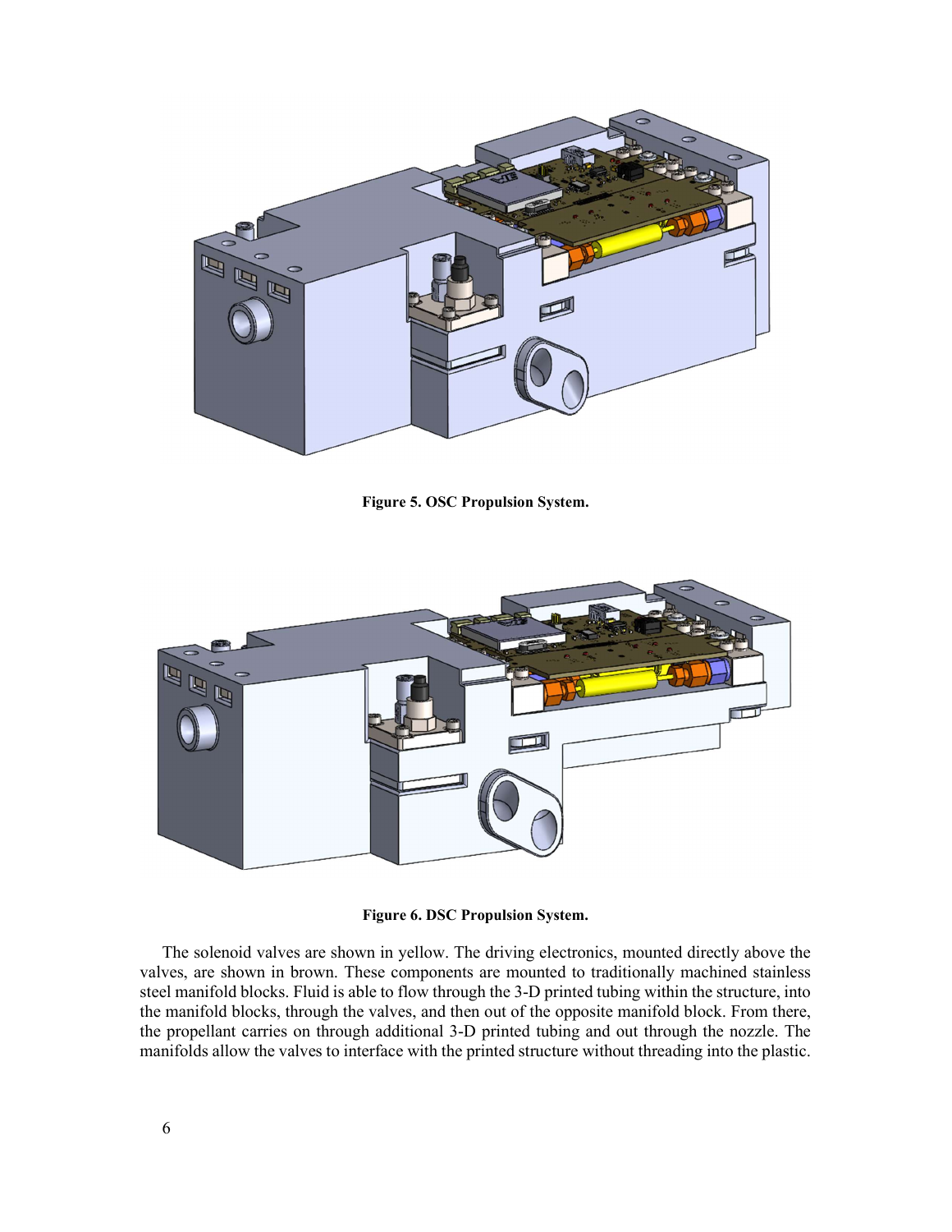Figure 5. OSC Propulsion System.

Figure 6. DSC Propulsion System.

The solenoid valves are shown in yellow. The driving electronics, mounted directly above the valves, are shown in brown. These components are mounted to traditionally machined stainless steel manifold blocks. Fluid is able to flow through the 3-D printed tubing within the structure, into the manifold blocks, through the valves, and then out of the opposite manifold block. From there, the propellant carries on through additional 3-D printed tubing and out through the nozzle. The manifolds allow the valves to interface with the printed structure without threading into the plastic.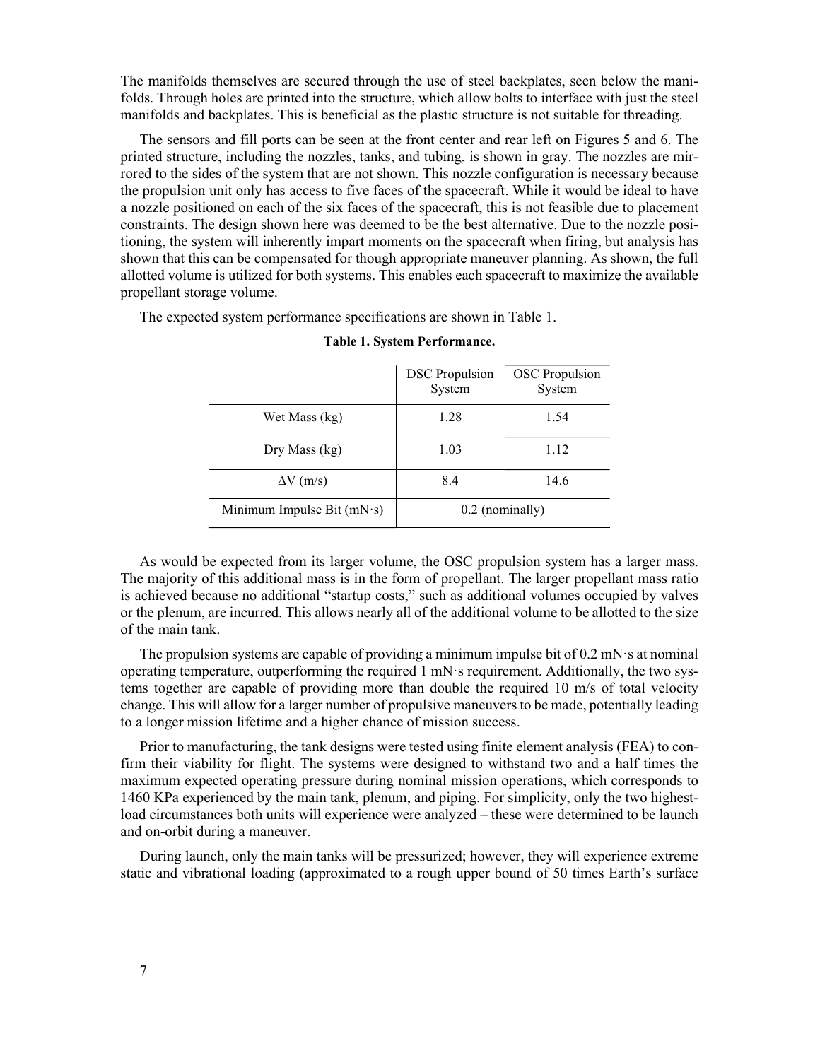The manifolds themselves are secured through the use of steel backplates, seen below the manifolds. Through holes are printed into the structure, which allow bolts to interface with just the steel manifolds and backplates. This is beneficial as the plastic structure is not suitable for threading.

The sensors and fill ports can be seen at the front center and rear left on Figures 5 and 6. The printed structure, including the nozzles, tanks, and tubing, is shown in gray. The nozzles are mirrored to the sides of the system that are not shown. This nozzle configuration is necessary because the propulsion unit only has access to five faces of the spacecraft. While it would be ideal to have a nozzle positioned on each of the six faces of the spacecraft, this is not feasible due to placement constraints. The design shown here was deemed to be the best alternative. Due to the nozzle positioning, the system will inherently impart moments on the spacecraft when firing, but analysis has shown that this can be compensated for though appropriate maneuver planning. As shown, the full allotted volume is utilized for both systems. This enables each spacecraft to maximize the available propellant storage volume.

The expected system performance specifications are shown in Table 1.

**Table 1. System Performance.**

| | DSC Propulsion System | OSC Propulsion System |
|---|---|---|
| Wet Mass (kg) | 1.28 | 1.54 |
| Dry Mass (kg) | 1.03 | 1.12 |
| $\Delta V$ (m/s) | 8.4 | 14.6 |
| Minimum Impulse Bit (mN·s) | 0.2 (nominally) | |

As would be expected from its larger volume, the OSC propulsion system has a larger mass. The majority of this additional mass is in the form of propellant. The larger propellant mass ratio is achieved because no additional "startup costs," such as additional volumes occupied by valves or the plenum, are incurred. This allows nearly all of the additional volume to be allotted to the size of the main tank.

The propulsion systems are capable of providing a minimum impulse bit of 0.2 mN·s at nominal operating temperature, outperforming the required 1 mN·s requirement. Additionally, the two systems together are capable of providing more than double the required 10 m/s of total velocity change. This will allow for a larger number of propulsive maneuvers to be made, potentially leading to a longer mission lifetime and a higher chance of mission success.

Prior to manufacturing, the tank designs were tested using finite element analysis (FEA) to confirm their viability for flight. The systems were designed to withstand two and a half times the maximum expected operating pressure during nominal mission operations, which corresponds to 1460 KPa experienced by the main tank, plenum, and piping. For simplicity, only the two highest-load circumstances both units will experience were analyzed – these were determined to be launch and on-orbit during a maneuver.

During launch, only the main tanks will be pressurized; however, they will experience extreme static and vibrational loading (approximated to a rough upper bound of 50 times Earth's surface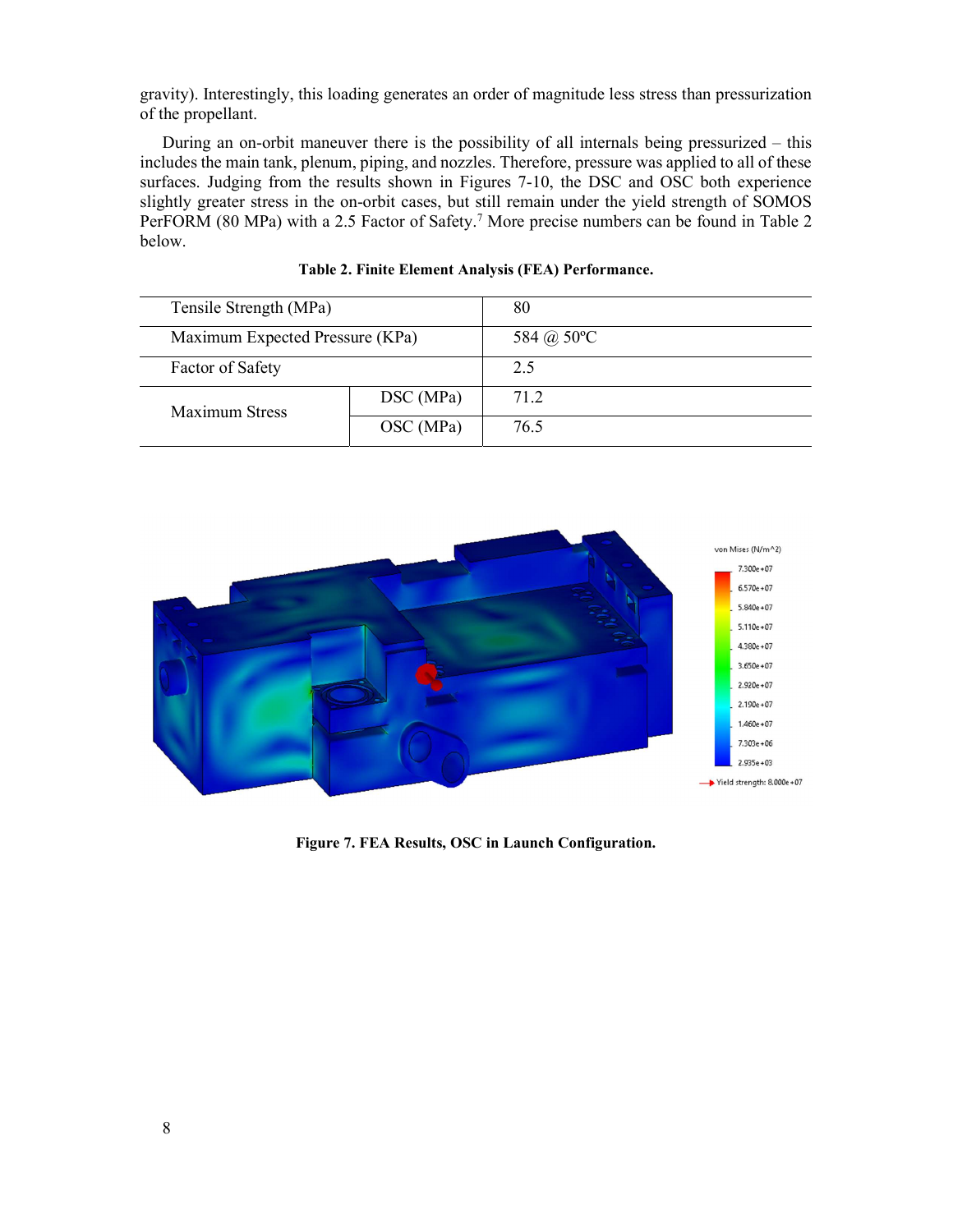gravity). Interestingly, this loading generates an order of magnitude less stress than pressurization of the propellant.

During an on-orbit maneuver there is the possibility of all internals being pressurized – this includes the main tank, plenum, piping, and nozzles. Therefore, pressure was applied to all of these surfaces. Judging from the results shown in Figures 7-10, the DSC and OSC both experience slightly greater stress in the on-orbit cases, but still remain under the yield strength of SOMOS PerFORM (80 MPa) with a 2.5 Factor of Safety.[7] More precise numbers can be found in Table 2 below.

**Table 2. Finite Element Analysis (FEA) Performance.**

| | | |
|---|---|---|
| Tensile Strength (MPa) | | 80 |
| Maximum Expected Pressure (KPa) | | 584 @ 50ºC |
| Factor of Safety | | 2.5 |
| Maximum Stress | DSC (MPa) | 71.2 |
| | OSC (MPa) | 76.5 |

**Figure 7. FEA Results, OSC in Launch Configuration.**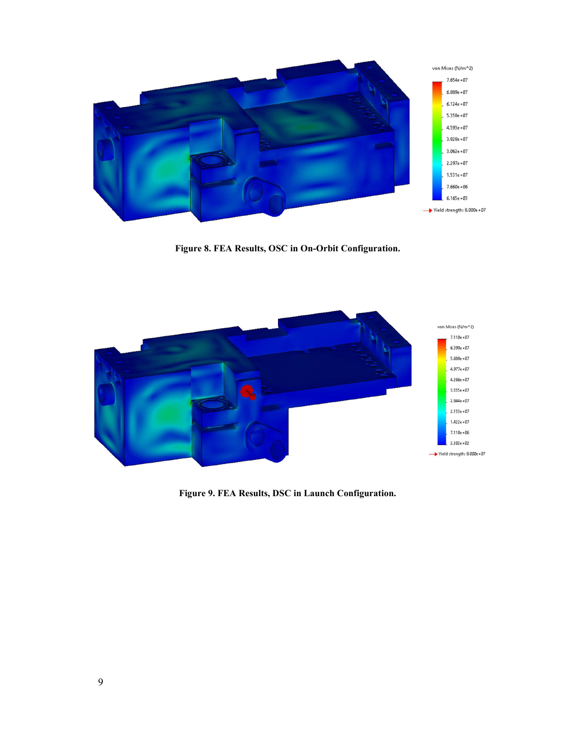**Figure 8. FEA Results, OSC in On-Orbit Configuration.**

**Figure 9. FEA Results, DSC in Launch Configuration.**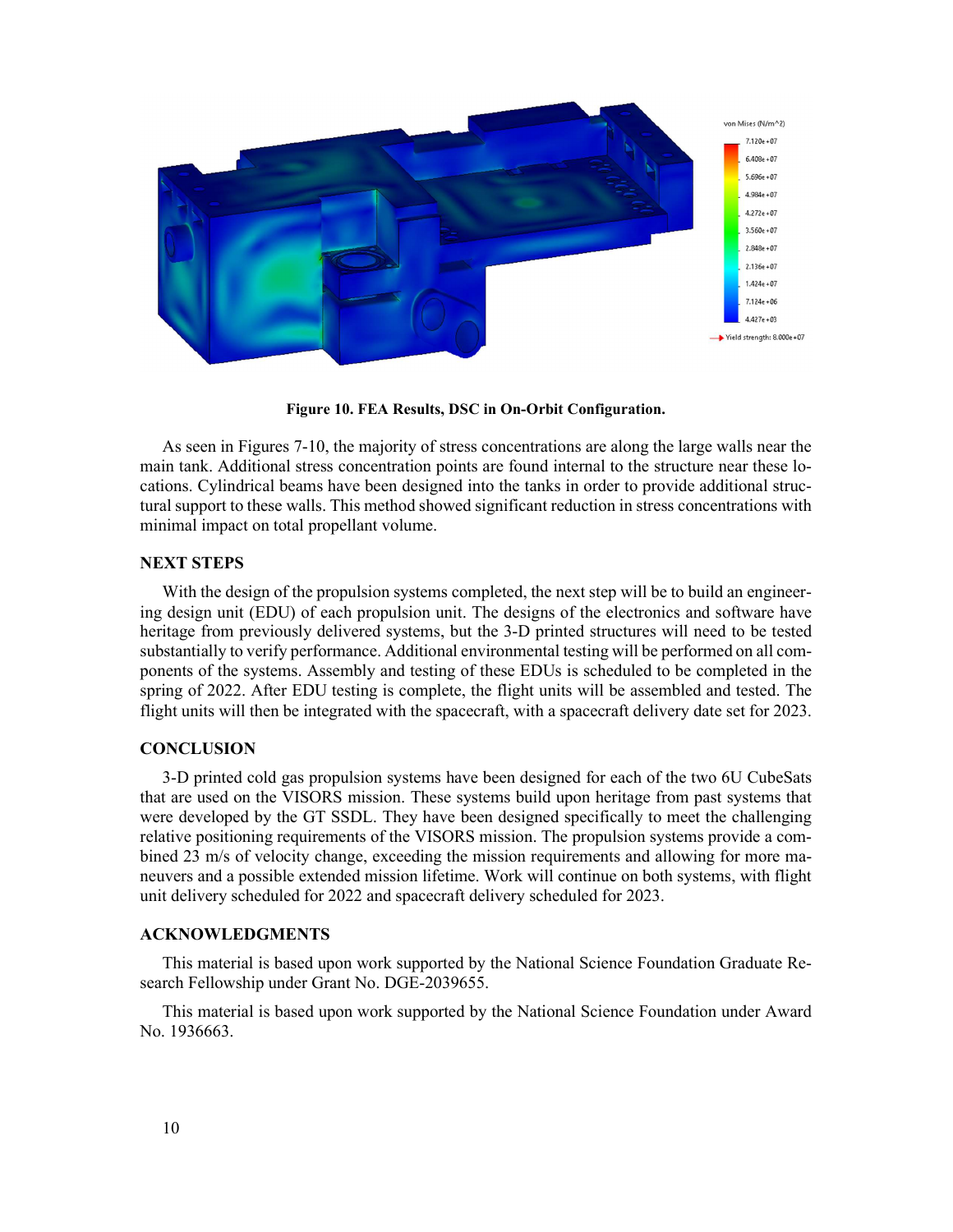**Figure 10. FEA Results, DSC in On-Orbit Configuration.**

As seen in Figures 7-10, the majority of stress concentrations are along the large walls near the main tank. Additional stress concentration points are found internal to the structure near these locations. Cylindrical beams have been designed into the tanks in order to provide additional structural support to these walls. This method showed significant reduction in stress concentrations with minimal impact on total propellant volume.

## NEXT STEPS

With the design of the propulsion systems completed, the next step will be to build an engineering design unit (EDU) of each propulsion unit. The designs of the electronics and software have heritage from previously delivered systems, but the 3-D printed structures will need to be tested substantially to verify performance. Additional environmental testing will be performed on all components of the systems. Assembly and testing of these EDUs is scheduled to be completed in the spring of 2022. After EDU testing is complete, the flight units will be assembled and tested. The flight units will then be integrated with the spacecraft, with a spacecraft delivery date set for 2023.

## CONCLUSION

3-D printed cold gas propulsion systems have been designed for each of the two 6U CubeSats that are used on the VISORS mission. These systems build upon heritage from past systems that were developed by the GT SSDL. They have been designed specifically to meet the challenging relative positioning requirements of the VISORS mission. The propulsion systems provide a combined 23 m/s of velocity change, exceeding the mission requirements and allowing for more maneuvers and a possible extended mission lifetime. Work will continue on both systems, with flight unit delivery scheduled for 2022 and spacecraft delivery scheduled for 2023.

## ACKNOWLEDGMENTS

This material is based upon work supported by the National Science Foundation Graduate Research Fellowship under Grant No. DGE-2039655.

This material is based upon work supported by the National Science Foundation under Award No. 1936663.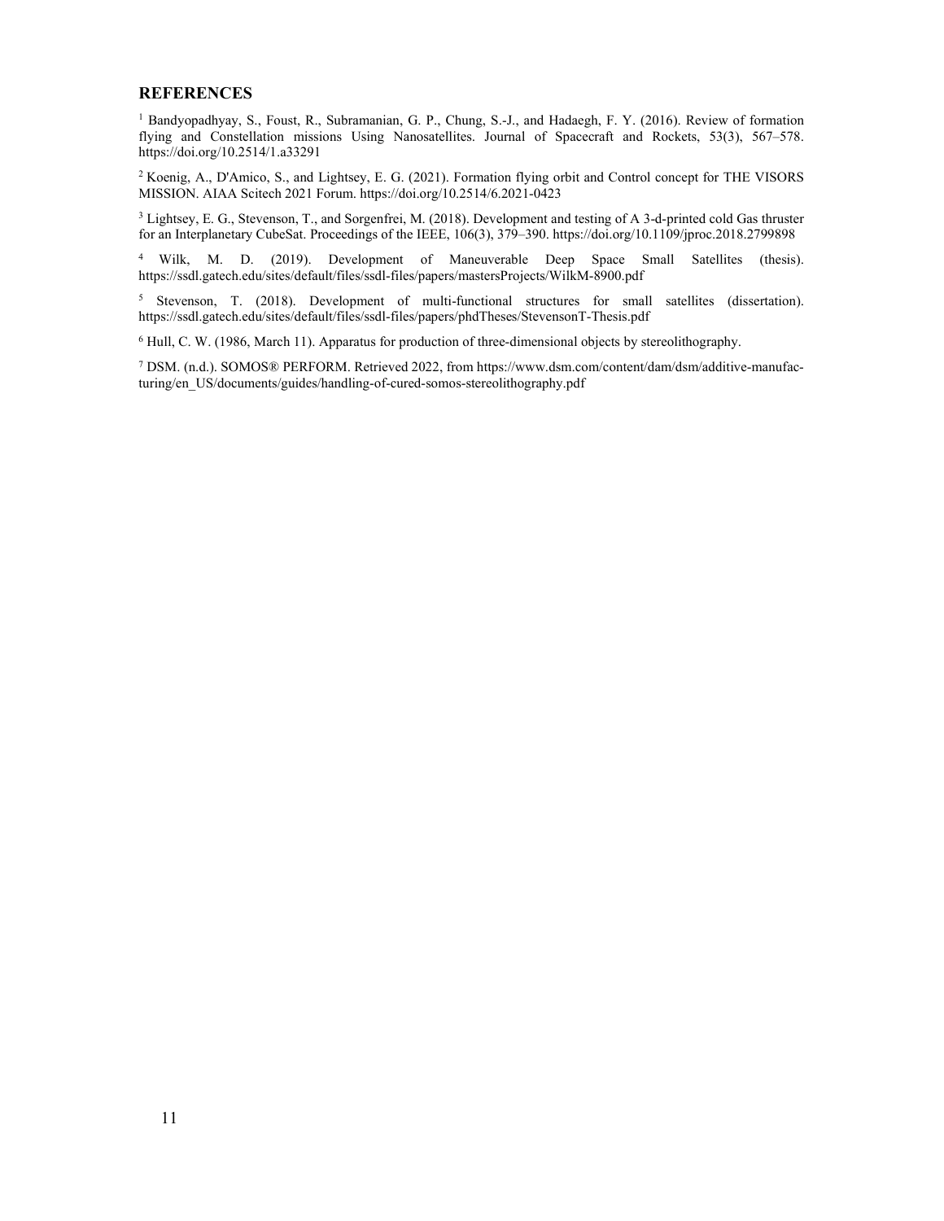## REFERENCES

[1] Bandyopadhyay, S., Foust, R., Subramanian, G. P., Chung, S.-J., and Hadaegh, F. Y. (2016). Review of formation flying and Constellation missions Using Nanosatellites. Journal of Spacecraft and Rockets, 53(3), 567–578. https://doi.org/10.2514/1.a33291

[2] Koenig, A., D'Amico, S., and Lightsey, E. G. (2021). Formation flying orbit and Control concept for THE VISORS MISSION. AIAA Scitech 2021 Forum. https://doi.org/10.2514/6.2021-0423

[3] Lightsey, E. G., Stevenson, T., and Sorgenfrei, M. (2018). Development and testing of A 3-d-printed cold Gas thruster for an Interplanetary CubeSat. Proceedings of the IEEE, 106(3), 379–390. https://doi.org/10.1109/jproc.2018.2799898

[4] Wilk, M. D. (2019). Development of Maneuverable Deep Space Small Satellites (thesis). https://ssdl.gatech.edu/sites/default/files/ssdl-files/papers/mastersProjects/WilkM-8900.pdf

[5] Stevenson, T. (2018). Development of multi-functional structures for small satellites (dissertation). https://ssdl.gatech.edu/sites/default/files/ssdl-files/papers/phdTheses/StevensonT-Thesis.pdf

[6] Hull, C. W. (1986, March 11). Apparatus for production of three-dimensional objects by stereolithography.

[7] DSM. (n.d.). SOMOS® PERFORM. Retrieved 2022, from https://www.dsm.com/content/dam/dsm/additive-manufacturing/en_US/documents/guides/handling-of-cured-somos-stereolithography.pdf